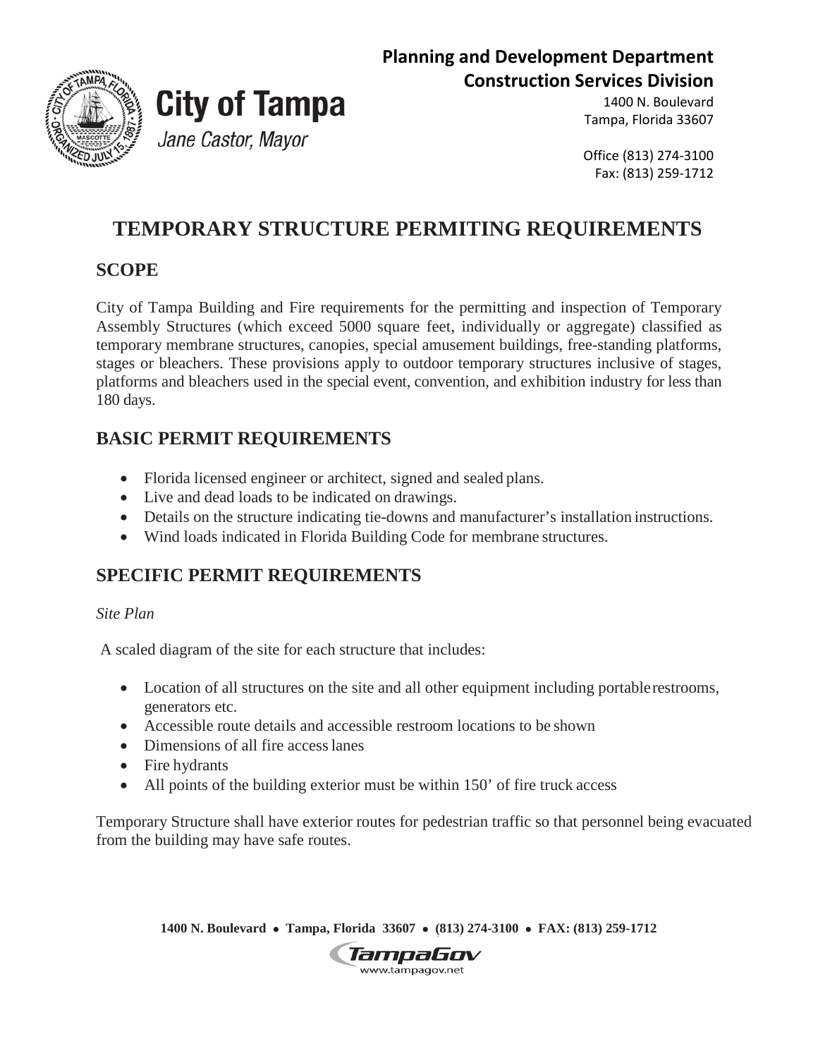**Planning and Development Department**
**Construction Services Division**
1400 N. Boulevard
Tampa, Florida 33607

Office (813) 274-3100
Fax: (813) 259-1712

**City of Tampa**
*Jane Castor, Mayor*

# TEMPORARY STRUCTURE PERMITING REQUIREMENTS

## SCOPE

City of Tampa Building and Fire requirements for the permitting and inspection of Temporary Assembly Structures (which exceed 5000 square feet, individually or aggregate) classified as temporary membrane structures, canopies, special amusement buildings, free-standing platforms, stages or bleachers. These provisions apply to outdoor temporary structures inclusive of stages, platforms and bleachers used in the special event, convention, and exhibition industry for less than 180 days.

## BASIC PERMIT REQUIREMENTS

- Florida licensed engineer or architect, signed and sealed plans.
- Live and dead loads to be indicated on drawings.
- Details on the structure indicating tie-downs and manufacturer's installation instructions.
- Wind loads indicated in Florida Building Code for membrane structures.

## SPECIFIC PERMIT REQUIREMENTS

*Site Plan*

A scaled diagram of the site for each structure that includes:

- Location of all structures on the site and all other equipment including portable restrooms, generators etc.
- Accessible route details and accessible restroom locations to be shown
- Dimensions of all fire access lanes
- Fire hydrants
- All points of the building exterior must be within 150' of fire truck access

Temporary Structure shall have exterior routes for pedestrian traffic so that personnel being evacuated from the building may have safe routes.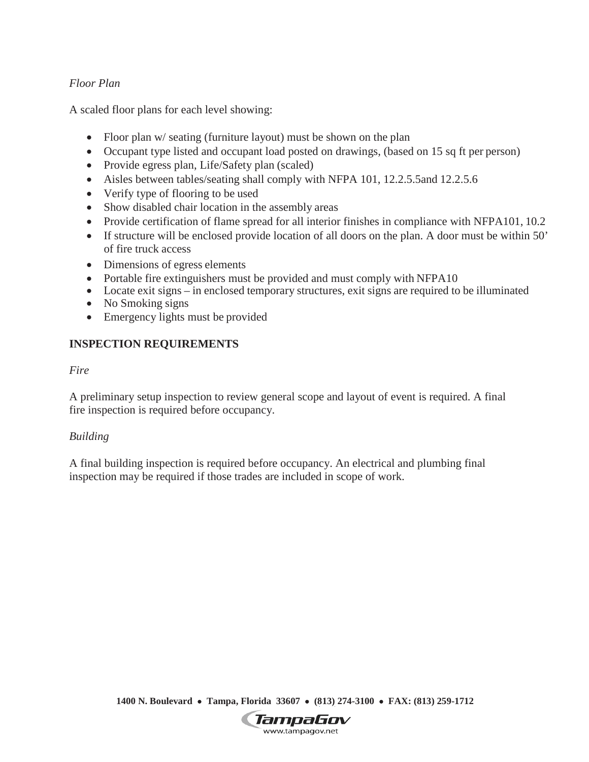*Floor Plan*

A scaled floor plans for each level showing:

- Floor plan w/ seating (furniture layout) must be shown on the plan
- Occupant type listed and occupant load posted on drawings, (based on 15 sq ft per person)
- Provide egress plan, Life/Safety plan (scaled)
- Aisles between tables/seating shall comply with NFPA 101, 12.2.5.5and 12.2.5.6
- Verify type of flooring to be used
- Show disabled chair location in the assembly areas
- Provide certification of flame spread for all interior finishes in compliance with NFPA101, 10.2
- If structure will be enclosed provide location of all doors on the plan. A door must be within 50' of fire truck access
- Dimensions of egress elements
- Portable fire extinguishers must be provided and must comply with NFPA10
- Locate exit signs – in enclosed temporary structures, exit signs are required to be illuminated
- No Smoking signs
- Emergency lights must be provided

## INSPECTION REQUIREMENTS

*Fire*

A preliminary setup inspection to review general scope and layout of event is required. A final fire inspection is required before occupancy.

*Building*

A final building inspection is required before occupancy. An electrical and plumbing final inspection may be required if those trades are included in scope of work.